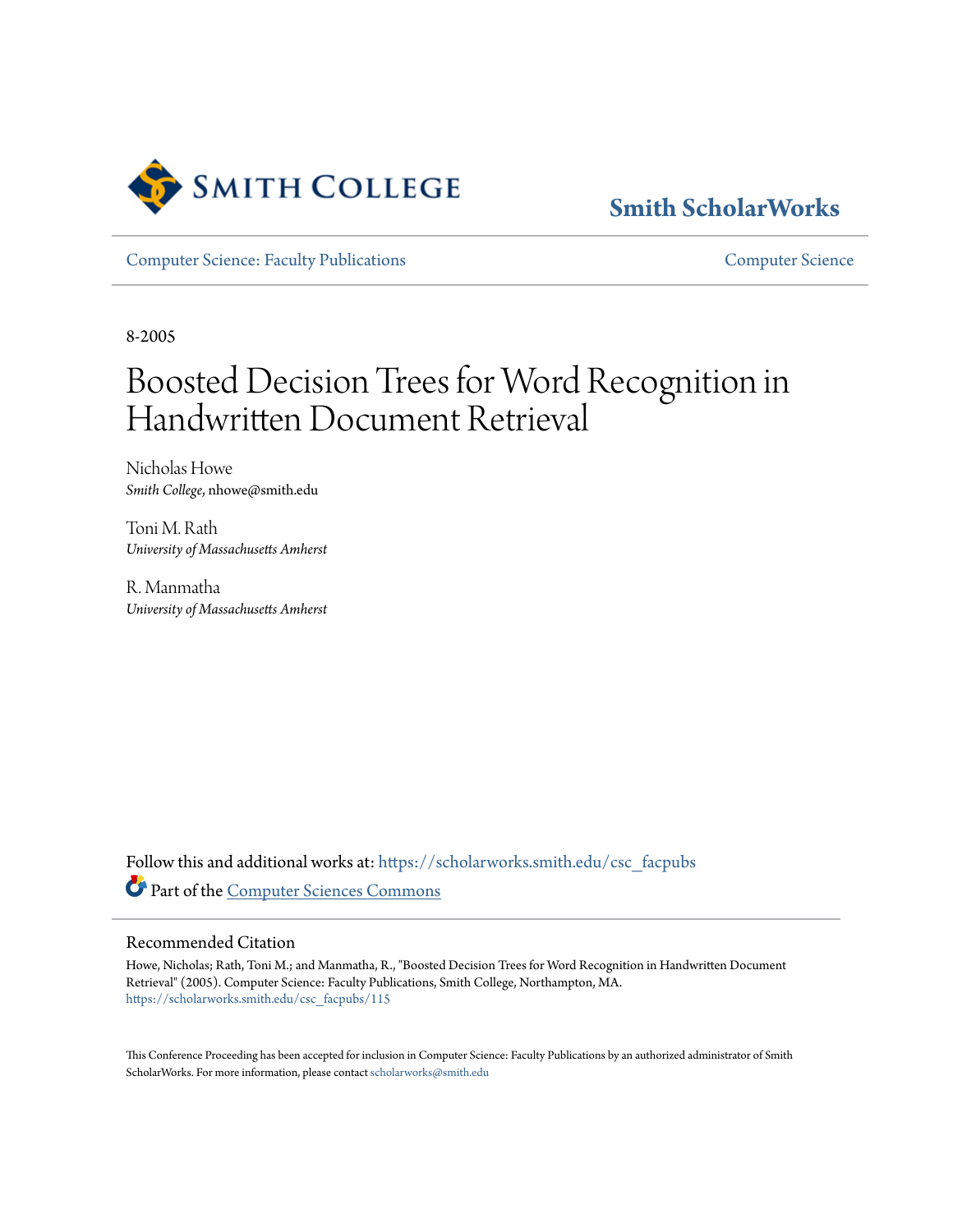Smith ScholarWorks

Computer Science: Faculty Publications

Computer Science

8-2005

# Boosted Decision Trees for Word Recognition in Handwritten Document Retrieval

Nicholas Howe
*Smith College*, nhowe@smith.edu

Toni M. Rath
*University of Massachusetts Amherst*

R. Manmatha
*University of Massachusetts Amherst*

Follow this and additional works at: https://scholarworks.smith.edu/csc_facpubs

Part of the Computer Sciences Commons

## Recommended Citation

Howe, Nicholas; Rath, Toni M.; and Manmatha, R., "Boosted Decision Trees for Word Recognition in Handwritten Document Retrieval" (2005). Computer Science: Faculty Publications, Smith College, Northampton, MA. https://scholarworks.smith.edu/csc_facpubs/115

This Conference Proceeding has been accepted for inclusion in Computer Science: Faculty Publications by an authorized administrator of Smith ScholarWorks. For more information, please contact scholarworks@smith.edu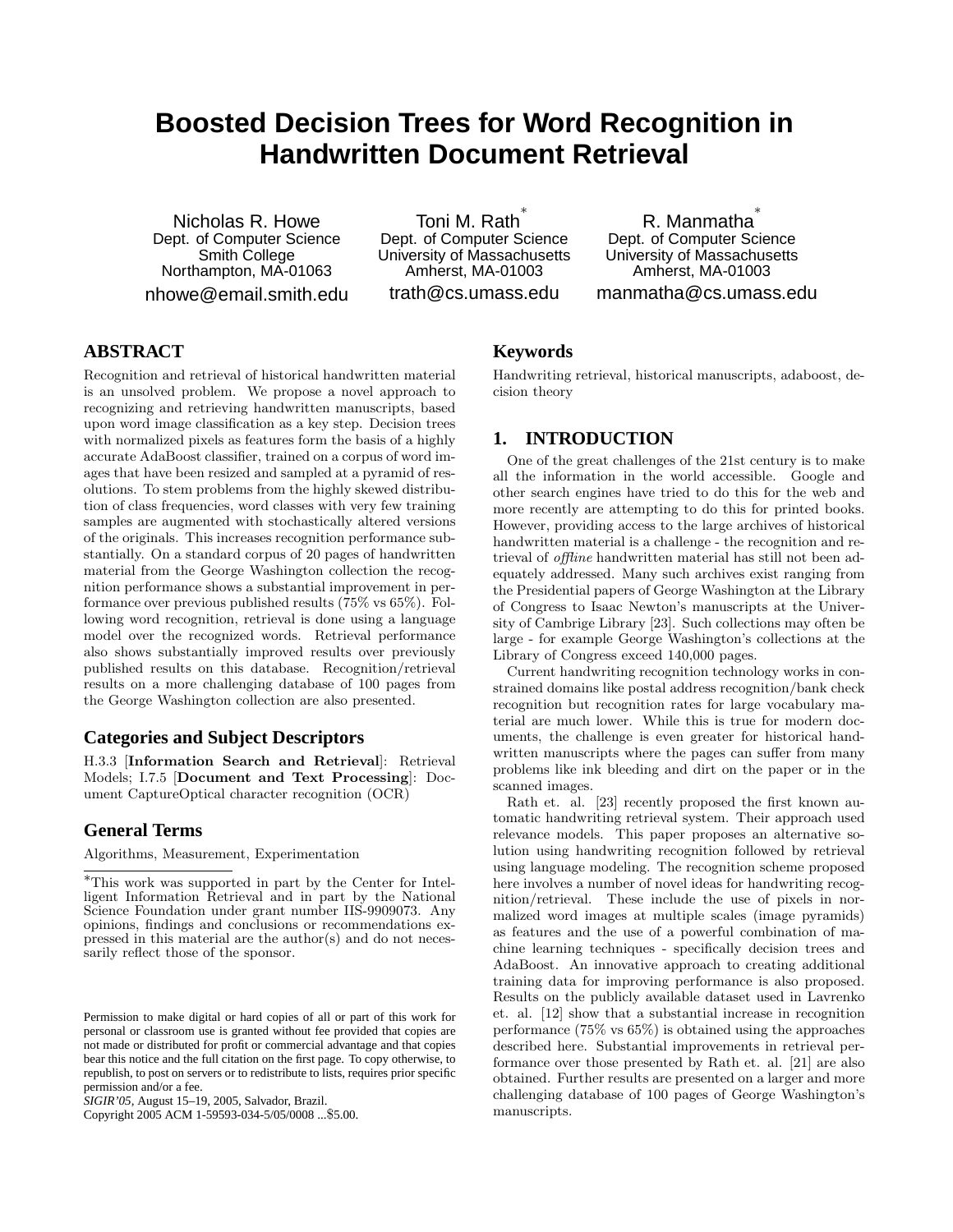# Boosted Decision Trees for Word Recognition in Handwritten Document Retrieval

Nicholas R. Howe
Dept. of Computer Science
Smith College
Northampton, MA-01063
nhowe@email.smith.edu

Toni M. Rath*
Dept. of Computer Science
University of Massachusetts
Amherst, MA-01003
trath@cs.umass.edu

R. Manmatha*
Dept. of Computer Science
University of Massachusetts
Amherst, MA-01003
manmatha@cs.umass.edu

## ABSTRACT

Recognition and retrieval of historical handwritten material is an unsolved problem. We propose a novel approach to recognizing and retrieving handwritten manuscripts, based upon word image classification as a key step. Decision trees with normalized pixels as features form the basis of a highly accurate AdaBoost classifier, trained on a corpus of word images that have been resized and sampled at a pyramid of resolutions. To stem problems from the highly skewed distribution of class frequencies, word classes with very few training samples are augmented with stochastically altered versions of the originals. This increases recognition performance substantially. On a standard corpus of 20 pages of handwritten material from the George Washington collection the recognition performance shows a substantial improvement in performance over previous published results (75% vs 65%). Following word recognition, retrieval is done using a language model over the recognized words. Retrieval performance also shows substantially improved results over previously published results on this database. Recognition/retrieval results on a more challenging database of 100 pages from the George Washington collection are also presented.

### Categories and Subject Descriptors

H.3.3 [**Information Search and Retrieval**]: Retrieval Models; I.7.5 [**Document and Text Processing**]: Document CaptureOptical character recognition (OCR)

### General Terms

Algorithms, Measurement, Experimentation

*This work was supported in part by the Center for Intelligent Information Retrieval and in part by the National Science Foundation under grant number IIS-9909073. Any opinions, findings and conclusions or recommendations expressed in this material are the author(s) and do not necessarily reflect those of the sponsor.

Permission to make digital or hard copies of all or part of this work for personal or classroom use is granted without fee provided that copies are not made or distributed for profit or commercial advantage and that copies bear this notice and the full citation on the first page. To copy otherwise, to republish, to post on servers or to redistribute to lists, requires prior specific permission and/or a fee.
*SIGIR'05,* August 15–19, 2005, Salvador, Brazil.
Copyright 2005 ACM 1-59593-034-5/05/0008 ...$5.00.

### Keywords

Handwriting retrieval, historical manuscripts, adaboost, decision theory

## 1. INTRODUCTION

One of the great challenges of the 21st century is to make all the information in the world accessible. Google and other search engines have tried to do this for the web and more recently are attempting to do this for printed books. However, providing access to the large archives of historical handwritten material is a challenge - the recognition and retrieval of *offline* handwritten material has still not been adequately addressed. Many such archives exist ranging from the Presidential papers of George Washington at the Library of Congress to Isaac Newton's manuscripts at the University of Cambridge Library [23]. Such collections may often be large - for example George Washington's collections at the Library of Congress exceed 140,000 pages.

Current handwriting recognition technology works in constrained domains like postal address recognition/bank check recognition but recognition rates for large vocabulary material are much lower. While this is true for modern documents, the challenge is even greater for historical handwritten manuscripts where the pages can suffer from many problems like ink bleeding and dirt on the paper or in the scanned images.

Rath et. al. [23] recently proposed the first known automatic handwriting retrieval system. Their approach used relevance models. This paper proposes an alternative solution using handwriting recognition followed by retrieval using language modeling. The recognition scheme proposed here involves a number of novel ideas for handwriting recognition/retrieval. These include the use of pixels in normalized word images at multiple scales (image pyramids) as features and the use of a powerful combination of machine learning techniques - specifically decision trees and AdaBoost. An innovative approach to creating additional training data for improving performance is also proposed. Results on the publicly available dataset used in Lavrenko et. al. [12] show that a substantial increase in recognition performance (75% vs 65%) is obtained using the approaches described here. Substantial improvements in retrieval performance over those presented by Rath et. al. [21] are also obtained. Further results are presented on a larger and more challenging database of 100 pages of George Washington's manuscripts.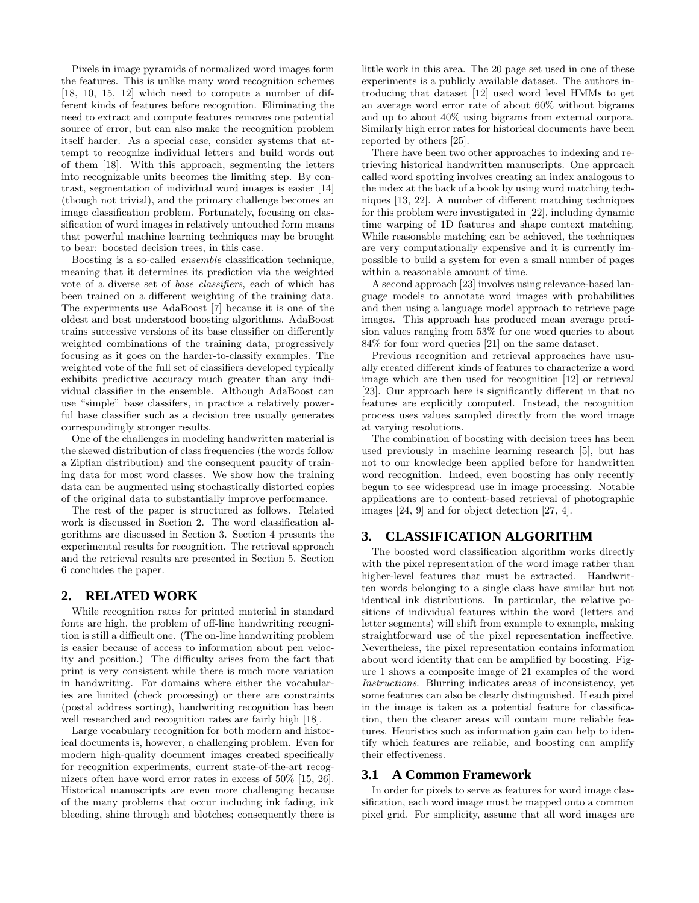Pixels in image pyramids of normalized word images form the features. This is unlike many word recognition schemes [18, 10, 15, 12] which need to compute a number of different kinds of features before recognition. Eliminating the need to extract and compute features removes one potential source of error, but can also make the recognition problem itself harder. As a special case, consider systems that attempt to recognize individual letters and build words out of them [18]. With this approach, segmenting the letters into recognizable units becomes the limiting step. By contrast, segmentation of individual word images is easier [14] (though not trivial), and the primary challenge becomes an image classification problem. Fortunately, focusing on classification of word images in relatively untouched form means that powerful machine learning techniques may be brought to bear: boosted decision trees, in this case.

Boosting is a so-called *ensemble* classification technique, meaning that it determines its prediction via the weighted vote of a diverse set of *base classifiers*, each of which has been trained on a different weighting of the training data. The experiments use AdaBoost [7] because it is one of the oldest and best understood boosting algorithms. AdaBoost trains successive versions of its base classifier on differently weighted combinations of the training data, progressively focusing as it goes on the harder-to-classify examples. The weighted vote of the full set of classifiers developed typically exhibits predictive accuracy much greater than any individual classifier in the ensemble. Although AdaBoost can use "simple" base classifers, in practice a relatively powerful base classifier such as a decision tree usually generates correspondingly stronger results.

One of the challenges in modeling handwritten material is the skewed distribution of class frequencies (the words follow a Zipfian distribution) and the consequent paucity of training data for most word classes. We show how the training data can be augmented using stochastically distorted copies of the original data to substantially improve performance.

The rest of the paper is structured as follows. Related work is discussed in Section 2. The word classification algorithms are discussed in Section 3. Section 4 presents the experimental results for recognition. The retrieval approach and the retrieval results are presented in Section 5. Section 6 concludes the paper.

## 2. RELATED WORK

While recognition rates for printed material in standard fonts are high, the problem of off-line handwriting recognition is still a difficult one. (The on-line handwriting problem is easier because of access to information about pen velocity and position.) The difficulty arises from the fact that print is very consistent while there is much more variation in handwriting. For domains where either the vocabularies are limited (check processing) or there are constraints (postal address sorting), handwriting recognition has been well researched and recognition rates are fairly high [18].

Large vocabulary recognition for both modern and historical documents is, however, a challenging problem. Even for modern high-quality document images created specifically for recognition experiments, current state-of-the-art recognizers often have word error rates in excess of 50% [15, 26]. Historical manuscripts are even more challenging because of the many problems that occur including ink fading, ink bleeding, shine through and blotches; consequently there is little work in this area. The 20 page set used in one of these experiments is a publicly available dataset. The authors introducing that dataset [12] used word level HMMs to get an average word error rate of about 60% without bigrams and up to about 40% using bigrams from external corpora. Similarly high error rates for historical documents have been reported by others [25].

There have been two other approaches to indexing and retrieving historical handwritten manuscripts. One approach called word spotting involves creating an index analogous to the index at the back of a book by using word matching techniques [13, 22]. A number of different matching techniques for this problem were investigated in [22], including dynamic time warping of 1D features and shape context matching. While reasonable matching can be achieved, the techniques are very computationally expensive and it is currently impossible to build a system for even a small number of pages within a reasonable amount of time.

A second approach [23] involves using relevance-based language models to annotate word images with probabilities and then using a language model approach to retrieve page images. This approach has produced mean average precision values ranging from 53% for one word queries to about 84% for four word queries [21] on the same dataset.

Previous recognition and retrieval approaches have usually created different kinds of features to characterize a word image which are then used for recognition [12] or retrieval [23]. Our approach here is significantly different in that no features are explicitly computed. Instead, the recognition process uses values sampled directly from the word image at varying resolutions.

The combination of boosting with decision trees has been used previously in machine learning research [5], but has not to our knowledge been applied before for handwritten word recognition. Indeed, even boosting has only recently begun to see widespread use in image processing. Notable applications are to content-based retrieval of photographic images [24, 9] and for object detection [27, 4].

## 3. CLASSIFICATION ALGORITHM

The boosted word classification algorithm works directly with the pixel representation of the word image rather than higher-level features that must be extracted. Handwritten words belonging to a single class have similar but not identical ink distributions. In particular, the relative positions of individual features within the word (letters and letter segments) will shift from example to example, making straightforward use of the pixel representation ineffective. Nevertheless, the pixel representation contains information about word identity that can be amplified by boosting. Figure 1 shows a composite image of 21 examples of the word *Instructions*. Blurring indicates areas of inconsistency, yet some features can also be clearly distinguished. If each pixel in the image is taken as a potential feature for classification, then the clearer areas will contain more reliable features. Heuristics such as information gain can help to identify which features are reliable, and boosting can amplify their effectiveness.

### 3.1 A Common Framework

In order for pixels to serve as features for word image classification, each word image must be mapped onto a common pixel grid. For simplicity, assume that all word images are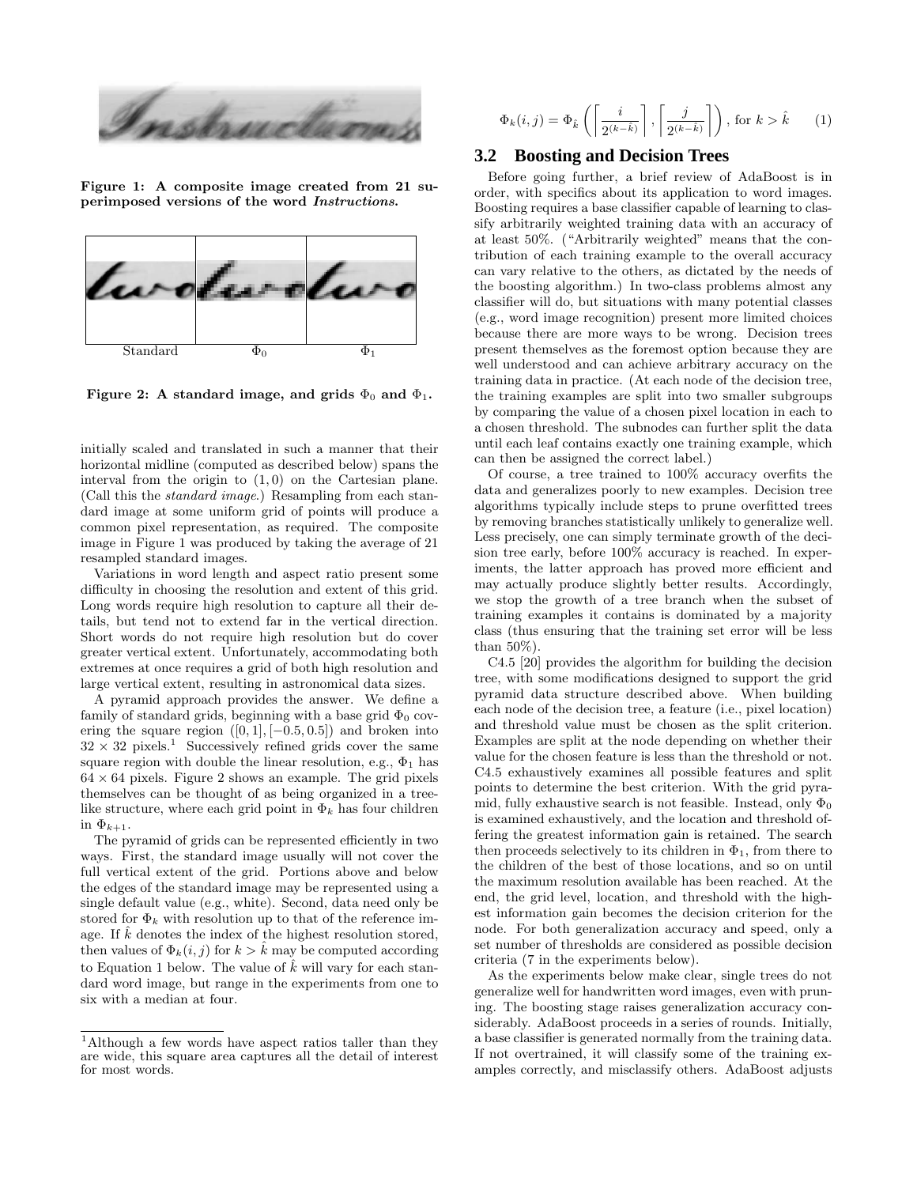Figure 1: A composite image created from 21 superimposed versions of the word *Instructions*.

Standard $\Phi_0$ $\Phi_1$

Figure 2: A standard image, and grids $\Phi_0$ and $\Phi_1$.

initially scaled and translated in such a manner that their horizontal midline (computed as described below) spans the interval from the origin to $(1, 0)$ on the Cartesian plane. (Call this the *standard image*.) Resampling from each standard image at some uniform grid of points will produce a common pixel representation, as required. The composite image in Figure 1 was produced by taking the average of 21 resampled standard images.

Variations in word length and aspect ratio present some difficulty in choosing the resolution and extent of this grid. Long words require high resolution to capture all their details, but tend not to extend far in the vertical direction. Short words do not require high resolution but do cover greater vertical extent. Unfortunately, accommodating both extremes at once requires a grid of both high resolution and large vertical extent, resulting in astronomical data sizes.

A pyramid approach provides the answer. We define a family of standard grids, beginning with a base grid $\Phi_0$ covering the square region $([0, 1], [-0.5, 0.5])$ and broken into $32 \times 32$ pixels.[1] Successively refined grids cover the same square region with double the linear resolution, e.g., $\Phi_1$ has $64 \times 64$ pixels. Figure 2 shows an example. The grid pixels themselves can be thought of as being organized in a tree-like structure, where each grid point in $\Phi_k$ has four children in $\Phi_{k+1}$.

The pyramid of grids can be represented efficiently in two ways. First, the standard image usually will not cover the full vertical extent of the grid. Portions above and below the edges of the standard image may be represented using a single default value (e.g., white). Second, data need only be stored for $\Phi_k$ with resolution up to that of the reference image. If $\hat{k}$ denotes the index of the highest resolution stored, then values of $\Phi_k(i, j)$ for $k > \hat{k}$ may be computed according to Equation 1 below. The value of $\hat{k}$ will vary for each standard word image, but range in the experiments from one to six with a median at four.

[1] Although a few words have aspect ratios taller than they are wide, this square area captures all the detail of interest for most words.

$$\Phi_k(i, j) = \Phi_{\hat{k}}\left(\left\lceil \frac{i}{2^{(k-\hat{k})}} \right\rceil, \left\lceil \frac{j}{2^{(k-\hat{k})}} \right\rceil\right), \text{ for } k > \hat{k} \qquad (1)$$

## 3.2 Boosting and Decision Trees

Before going further, a brief review of AdaBoost is in order, with specifics about its application to word images. Boosting requires a base classifier capable of learning to classify arbitrarily weighted training data with an accuracy of at least 50%. ("Arbitrarily weighted" means that the contribution of each training example to the overall accuracy can vary relative to the others, as dictated by the needs of the boosting algorithm.) In two-class problems almost any classifier will do, but situations with many potential classes (e.g., word image recognition) present more limited choices because there are more ways to be wrong. Decision trees present themselves as the foremost option because they are well understood and can achieve arbitrary accuracy on the training data in practice. (At each node of the decision tree, the training examples are split into two smaller subgroups by comparing the value of a chosen pixel location in each to a chosen threshold. The subnodes can further split the data until each leaf contains exactly one training example, which can then be assigned the correct label.)

Of course, a tree trained to 100% accuracy overfits the data and generalizes poorly to new examples. Decision tree algorithms typically include steps to prune overfitted trees by removing branches statistically unlikely to generalize well. Less precisely, one can simply terminate growth of the decision tree early, before 100% accuracy is reached. In experiments, the latter approach has proved more efficient and may actually produce slightly better results. Accordingly, we stop the growth of a tree branch when the subset of training examples it contains is dominated by a majority class (thus ensuring that the training set error will be less than 50%).

C4.5 [20] provides the algorithm for building the decision tree, with some modifications designed to support the grid pyramid data structure described above. When building each node of the decision tree, a feature (i.e., pixel location) and threshold value must be chosen as the split criterion. Examples are split at the node depending on whether their value for the chosen feature is less than the threshold or not. C4.5 exhaustively examines all possible features and split points to determine the best criterion. With the grid pyramid, fully exhaustive search is not feasible. Instead, only $\Phi_0$ is examined exhaustively, and the location and threshold offering the greatest information gain is retained. The search then proceeds selectively to its children in $\Phi_1$, from there to the children of the best of those locations, and so on until the maximum resolution available has been reached. At the end, the grid level, location, and threshold with the highest information gain becomes the decision criterion for the node. For both generalization accuracy and speed, only a set number of thresholds are considered as possible decision criteria (7 in the experiments below).

As the experiments below make clear, single trees do not generalize well for handwritten word images, even with pruning. The boosting stage raises generalization accuracy considerably. AdaBoost proceeds in a series of rounds. Initially, a base classifier is generated normally from the training data. If not overtrained, it will classify some of the training examples correctly, and misclassify others. AdaBoost adjusts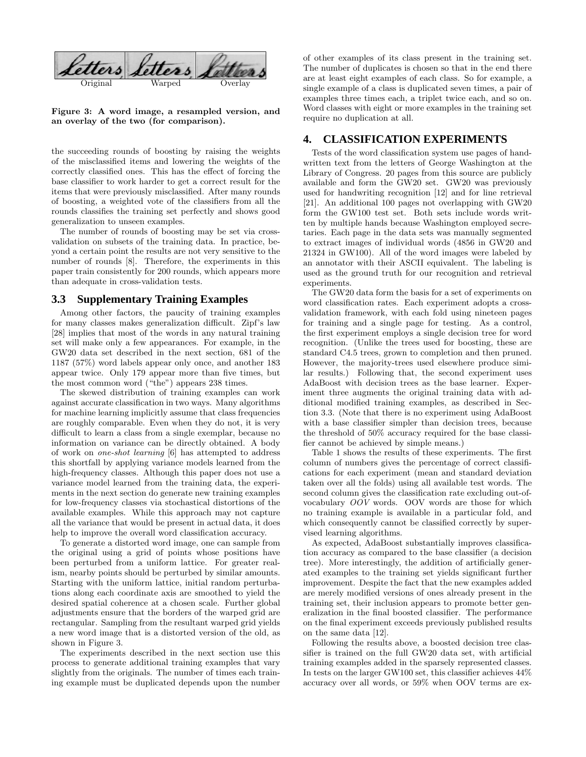Original Warped Overlay

**Figure 3: A word image, a resampled version, and an overlay of the two (for comparison).**

the succeeding rounds of boosting by raising the weights of the misclassified items and lowering the weights of the correctly classified ones. This has the effect of forcing the base classifier to work harder to get a correct result for the items that were previously misclassified. After many rounds of boosting, a weighted vote of the classifiers from all the rounds classifies the training set perfectly and shows good generalization to unseen examples.

The number of rounds of boosting may be set via cross-validation on subsets of the training data. In practice, beyond a certain point the results are not very sensitive to the number of rounds [8]. Therefore, the experiments in this paper train consistently for 200 rounds, which appears more than adequate in cross-validation tests.

### 3.3 Supplementary Training Examples

Among other factors, the paucity of training examples for many classes makes generalization difficult. Zipf's law [28] implies that most of the words in any natural training set will make only a few appearances. For example, in the GW20 data set described in the next section, 681 of the 1187 (57%) word labels appear only once, and another 183 appear twice. Only 179 appear more than five times, but the most common word ("the") appears 238 times.

The skewed distribution of training examples can work against accurate classification in two ways. Many algorithms for machine learning implicitly assume that class frequencies are roughly comparable. Even when they do not, it is very difficult to learn a class from a single exemplar, because no information on variance can be directly obtained. A body of work on *one-shot learning* [6] has attempted to address this shortfall by applying variance models learned from the high-frequency classes. Although this paper does not use a variance model learned from the training data, the experiments in the next section do generate new training examples for low-frequency classes via stochastical distortions of the available examples. While this approach may not capture all the variance that would be present in actual data, it does help to improve the overall word classification accuracy.

To generate a distorted word image, one can sample from the original using a grid of points whose positions have been perturbed from a uniform lattice. For greater realism, nearby points should be perturbed by similar amounts. Starting with the uniform lattice, initial random perturbations along each coordinate axis are smoothed to yield the desired spatial coherence at a chosen scale. Further global adjustments ensure that the borders of the warped grid are rectangular. Sampling from the resultant warped grid yields a new word image that is a distorted version of the old, as shown in Figure 3.

The experiments described in the next section use this process to generate additional training examples that vary slightly from the originals. The number of times each training example must be duplicated depends upon the number of other examples of its class present in the training set. The number of duplicates is chosen so that in the end there are at least eight examples of each class. So for example, a single example of a class is duplicated seven times, a pair of examples three times each, a triplet twice each, and so on. Word classes with eight or more examples in the training set require no duplication at all.

## 4. CLASSIFICATION EXPERIMENTS

Tests of the word classification system use pages of handwritten text from the letters of George Washington at the Library of Congress. 20 pages from this source are publicly available and form the GW20 set. GW20 was previously used for handwriting recognition [12] and for line retrieval [21]. An additional 100 pages not overlapping with GW20 form the GW100 test set. Both sets include words written by multiple hands because Washington employed secretaries. Each page in the data sets was manually segmented to extract images of individual words (4856 in GW20 and 21324 in GW100). All of the word images were labeled by an annotator with their ASCII equivalent. The labeling is used as the ground truth for our recognition and retrieval experiments.

The GW20 data form the basis for a set of experiments on word classification rates. Each experiment adopts a cross-validation framework, with each fold using nineteen pages for training and a single page for testing. As a control, the first experiment employs a single decision tree for word recognition. (Unlike the trees used for boosting, these are standard C4.5 trees, grown to completion and then pruned. However, the majority-trees used elsewhere produce similar results.) Following that, the second experiment uses AdaBoost with decision trees as the base learner. Experiment three augments the original training data with additional modified training examples, as described in Section 3.3. (Note that there is no experiment using AdaBoost with a base classifier simpler than decision trees, because the threshold of 50% accuracy required for the base classifier cannot be achieved by simple means.)

Table 1 shows the results of these experiments. The first column of numbers gives the percentage of correct classifications for each experiment (mean and standard deviation taken over all the folds) using all available test words. The second column gives the classification rate excluding out-of-vocabulary *OOV* words. OOV words are those for which no training example is available in a particular fold, and which consequently cannot be classified correctly by supervised learning algorithms.

As expected, AdaBoost substantially improves classification accuracy as compared to the base classifier (a decision tree). More interestingly, the addition of artificially generated examples to the training set yields significant further improvement. Despite the fact that the new examples added are merely modified versions of ones already present in the training set, their inclusion appears to promote better generalization in the final boosted classifier. The performance on the final experiment exceeds previously published results on the same data [12].

Following the results above, a boosted decision tree classifier is trained on the full GW20 data set, with artificial training examples added in the sparsely represented classes. In tests on the larger GW100 set, this classifier achieves 44% accuracy over all words, or 59% when OOV terms are ex-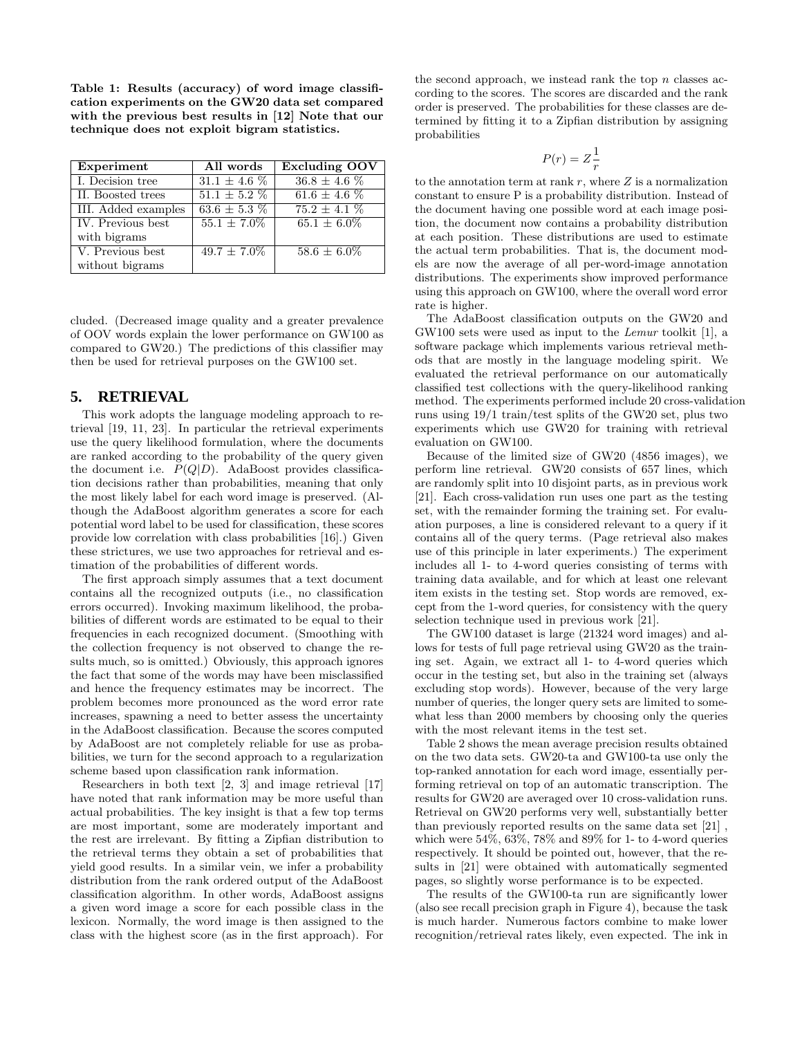**Table 1: Results (accuracy) of word image classification experiments on the GW20 data set compared with the previous best results in [12] Note that our technique does not exploit bigram statistics.**

| Experiment | All words | Excluding OOV |
|---|---|---|
| I. Decision tree | 31.1 ± 4.6 % | 36.8 ± 4.6 % |
| II. Boosted trees | 51.1 ± 5.2 % | 61.6 ± 4.6 % |
| III. Added examples | 63.6 ± 5.3 % | 75.2 ± 4.1 % |
| IV. Previous best with bigrams | 55.1 ± 7.0% | 65.1 ± 6.0% |
| V. Previous best without bigrams | 49.7 ± 7.0% | 58.6 ± 6.0% |

cluded. (Decreased image quality and a greater prevalence of OOV words explain the lower performance on GW100 as compared to GW20.) The predictions of this classifier may then be used for retrieval purposes on the GW100 set.

## 5. RETRIEVAL

This work adopts the language modeling approach to retrieval [19, 11, 23]. In particular the retrieval experiments use the query likelihood formulation, where the documents are ranked according to the probability of the query given the document i.e. $P(Q|D)$. AdaBoost provides classification decisions rather than probabilities, meaning that only the most likely label for each word image is preserved. (Although the AdaBoost algorithm generates a score for each potential word label to be used for classification, these scores provide low correlation with class probabilities [16].) Given these strictures, we use two approaches for retrieval and estimation of the probabilities of different words.

The first approach simply assumes that a text document contains all the recognized outputs (i.e., no classification errors occurred). Invoking maximum likelihood, the probabilities of different words are estimated to be equal to their frequencies in each recognized document. (Smoothing with the collection frequency is not observed to change the results much, so is omitted.) Obviously, this approach ignores the fact that some of the words may have been misclassified and hence the frequency estimates may be incorrect. The problem becomes more pronounced as the word error rate increases, spawning a need to better assess the uncertainty in the AdaBoost classification. Because the scores computed by AdaBoost are not completely reliable for use as probabilities, we turn for the second approach to a regularization scheme based upon classification rank information.

Researchers in both text [2, 3] and image retrieval [17] have noted that rank information may be more useful than actual probabilities. The key insight is that a few top terms are most important, some are moderately important and the rest are irrelevant. By fitting a Zipfian distribution to the retrieval terms they obtain a set of probabilities that yield good results. In a similar vein, we infer a probability distribution from the rank ordered output of the AdaBoost classification algorithm. In other words, AdaBoost assigns a given word image a score for each possible class in the lexicon. Normally, the word image is then assigned to the class with the highest score (as in the first approach). For the second approach, we instead rank the top $n$ classes according to the scores. The scores are discarded and the rank order is preserved. The probabilities for these classes are determined by fitting it to a Zipfian distribution by assigning probabilities

$$P(r) = Z\frac{1}{r}$$

to the annotation term at rank $r$, where $Z$ is a normalization constant to ensure P is a probability distribution. Instead of the document having one possible word at each image position, the document now contains a probability distribution at each position. These distributions are used to estimate the actual term probabilities. That is, the document models are now the average of all per-word-image annotation distributions. The experiments show improved performance using this approach on GW100, where the overall word error rate is higher.

The AdaBoost classification outputs on the GW20 and GW100 sets were used as input to the *Lemur* toolkit [1], a software package which implements various retrieval methods that are mostly in the language modeling spirit. We evaluated the retrieval performance on our automatically classified test collections with the query-likelihood ranking method. The experiments performed include 20 cross-validation runs using 19/1 train/test splits of the GW20 set, plus two experiments which use GW20 for training with retrieval evaluation on GW100.

Because of the limited size of GW20 (4856 images), we perform line retrieval. GW20 consists of 657 lines, which are randomly split into 10 disjoint parts, as in previous work [21]. Each cross-validation run uses one part as the testing set, with the remainder forming the training set. For evaluation purposes, a line is considered relevant to a query if it contains all of the query terms. (Page retrieval also makes use of this principle in later experiments.) The experiment includes all 1- to 4-word queries consisting of terms with training data available, and for which at least one relevant item exists in the testing set. Stop words are removed, except from the 1-word queries, for consistency with the query selection technique used in previous work [21].

The GW100 dataset is large (21324 word images) and allows for tests of full page retrieval using GW20 as the training set. Again, we extract all 1- to 4-word queries which occur in the testing set, but also in the training set (always excluding stop words). However, because of the very large number of queries, the longer query sets are limited to somewhat less than 2000 members by choosing only the queries with the most relevant items in the test set.

Table 2 shows the mean average precision results obtained on the two data sets. GW20-ta and GW100-ta use only the top-ranked annotation for each word image, essentially performing retrieval on top of an automatic transcription. The results for GW20 are averaged over 10 cross-validation runs. Retrieval on GW20 performs very well, substantially better than previously reported results on the same data set [21] , which were 54%, 63%, 78% and 89% for 1- to 4-word queries respectively. It should be pointed out, however, that the results in [21] were obtained with automatically segmented pages, so slightly worse performance is to be expected.

The results of the GW100-ta run are significantly lower (also see recall precision graph in Figure 4), because the task is much harder. Numerous factors combine to make lower recognition/retrieval rates likely, even expected. The ink in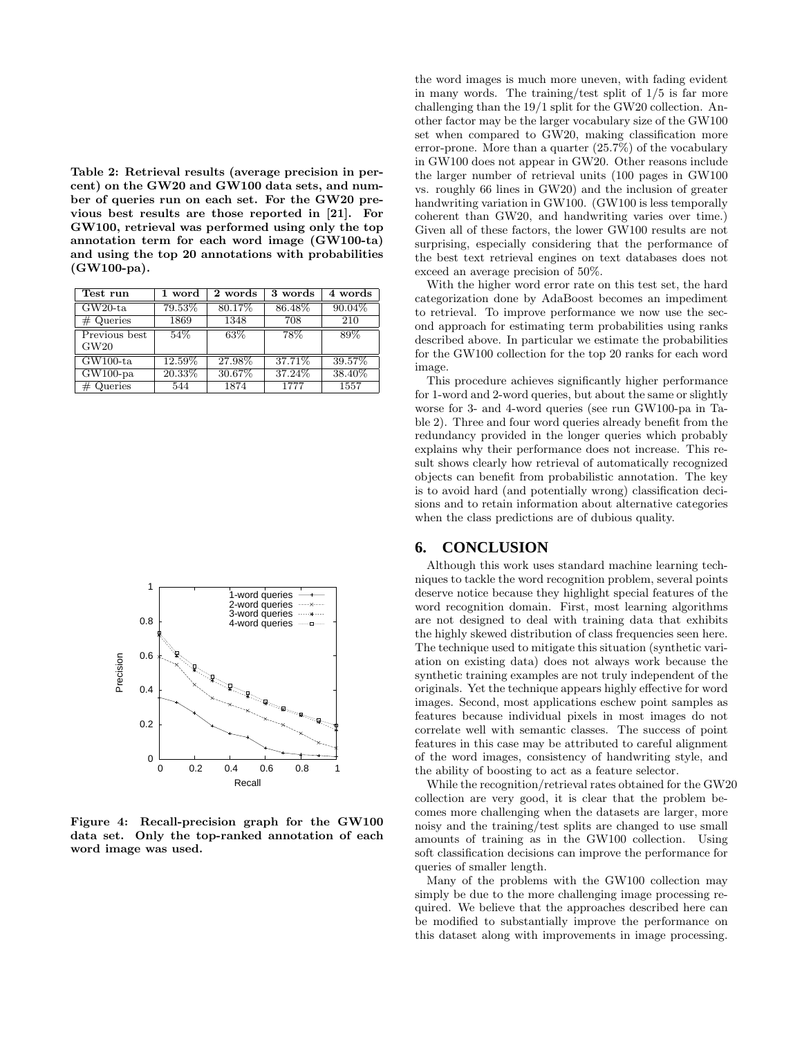Table 2: **Retrieval results (average precision in percent) on the GW20 and GW100 data sets, and number of queries run on each set. For the GW20 previous best results are those reported in [21]. For GW100, retrieval was performed using only the top annotation term for each word image (GW100-ta) and using the top 20 annotations with probabilities (GW100-pa).**

| Test run | 1 word | 2 words | 3 words | 4 words |
|---|---|---|---|---|
| GW20-ta | 79.53% | 80.17% | 86.48% | 90.04% |
| # Queries | 1869 | 1348 | 708 | 210 |
| Previous best GW20 | 54% | 63% | 78% | 89% |
| GW100-ta | 12.59% | 27.98% | 37.71% | 39.57% |
| GW100-pa | 20.33% | 30.67% | 37.24% | 38.40% |
| # Queries | 544 | 1874 | 1777 | 1557 |

**Figure 4: Recall-precision graph for the GW100 data set. Only the top-ranked annotation of each word image was used.**

the word images is much more uneven, with fading evident in many words. The training/test split of 1/5 is far more challenging than the 19/1 split for the GW20 collection. Another factor may be the larger vocabulary size of the GW100 set when compared to GW20, making classification more error-prone. More than a quarter (25.7%) of the vocabulary in GW100 does not appear in GW20. Other reasons include the larger number of retrieval units (100 pages in GW100 vs. roughly 66 lines in GW20) and the inclusion of greater handwriting variation in GW100. (GW100 is less temporally coherent than GW20, and handwriting varies over time.) Given all of these factors, the lower GW100 results are not surprising, especially considering that the performance of the best text retrieval engines on text databases does not exceed an average precision of 50%.

With the higher word error rate on this test set, the hard categorization done by AdaBoost becomes an impediment to retrieval. To improve performance we now use the second approach for estimating term probabilities using ranks described above. In particular we estimate the probabilities for the GW100 collection for the top 20 ranks for each word image.

This procedure achieves significantly higher performance for 1-word and 2-word queries, but about the same or slightly worse for 3- and 4-word queries (see run GW100-pa in Table 2). Three and four word queries already benefit from the redundancy provided in the longer queries which probably explains why their performance does not increase. This result shows clearly how retrieval of automatically recognized objects can benefit from probabilistic annotation. The key is to avoid hard (and potentially wrong) classification decisions and to retain information about alternative categories when the class predictions are of dubious quality.

## 6. CONCLUSION

Although this work uses standard machine learning techniques to tackle the word recognition problem, several points deserve notice because they highlight special features of the word recognition domain. First, most learning algorithms are not designed to deal with training data that exhibits the highly skewed distribution of class frequencies seen here. The technique used to mitigate this situation (synthetic variation on existing data) does not always work because the synthetic training examples are not truly independent of the originals. Yet the technique appears highly effective for word images. Second, most applications eschew point samples as features because individual pixels in most images do not correlate well with semantic classes. The success of point features in this case may be attributed to careful alignment of the word images, consistency of handwriting style, and the ability of boosting to act as a feature selector.

While the recognition/retrieval rates obtained for the GW20 collection are very good, it is clear that the problem becomes more challenging when the datasets are larger, more noisy and the training/test splits are changed to use small amounts of training as in the GW100 collection. Using soft classification decisions can improve the performance for queries of smaller length.

Many of the problems with the GW100 collection may simply be due to the more challenging image processing required. We believe that the approaches described here can be modified to substantially improve the performance on this dataset along with improvements in image processing.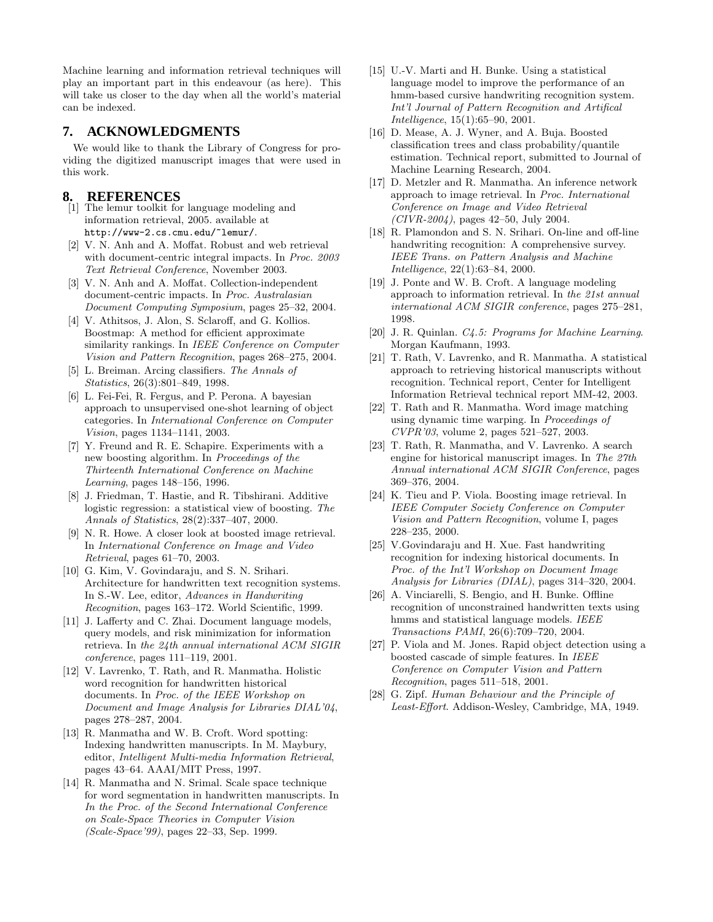Machine learning and information retrieval techniques will play an important part in this endeavour (as here). This will take us closer to the day when all the world's material can be indexed.

## 7. ACKNOWLEDGMENTS

We would like to thank the Library of Congress for providing the digitized manuscript images that were used in this work.

## 8. REFERENCES

[1] The lemur toolkit for language modeling and information retrieval, 2005. available at `http://www-2.cs.cmu.edu/~lemur/`.

[2] V. N. Anh and A. Moffat. Robust and web retrieval with document-centric integral impacts. In *Proc. 2003 Text Retrieval Conference*, November 2003.

[3] V. N. Anh and A. Moffat. Collection-independent document-centric impacts. In *Proc. Australasian Document Computing Symposium*, pages 25–32, 2004.

[4] V. Athitsos, J. Alon, S. Sclaroff, and G. Kollios. Boostmap: A method for efficient approximate similarity rankings. In *IEEE Conference on Computer Vision and Pattern Recognition*, pages 268–275, 2004.

[5] L. Breiman. Arcing classifiers. *The Annals of Statistics*, 26(3):801–849, 1998.

[6] L. Fei-Fei, R. Fergus, and P. Perona. A bayesian approach to unsupervised one-shot learning of object categories. In *International Conference on Computer Vision*, pages 1134–1141, 2003.

[7] Y. Freund and R. E. Schapire. Experiments with a new boosting algorithm. In *Proceedings of the Thirteenth International Conference on Machine Learning*, pages 148–156, 1996.

[8] J. Friedman, T. Hastie, and R. Tibshirani. Additive logistic regression: a statistical view of boosting. *The Annals of Statistics*, 28(2):337–407, 2000.

[9] N. R. Howe. A closer look at boosted image retrieval. In *International Conference on Image and Video Retrieval*, pages 61–70, 2003.

[10] G. Kim, V. Govindaraju, and S. N. Srihari. Architecture for handwritten text recognition systems. In S.-W. Lee, editor, *Advances in Handwriting Recognition*, pages 163–172. World Scientific, 1999.

[11] J. Lafferty and C. Zhai. Document language models, query models, and risk minimization for information retrieva. In *the 24th annual international ACM SIGIR conference*, pages 111–119, 2001.

[12] V. Lavrenko, T. Rath, and R. Manmatha. Holistic word recognition for handwritten historical documents. In *Proc. of the IEEE Workshop on Document and Image Analysis for Libraries DIAL'04*, pages 278–287, 2004.

[13] R. Manmatha and W. B. Croft. Word spotting: Indexing handwritten manuscripts. In M. Maybury, editor, *Intelligent Multi-media Information Retrieval*, pages 43–64. AAAI/MIT Press, 1997.

[14] R. Manmatha and N. Srimal. Scale space technique for word segmentation in handwritten manuscripts. In *In the Proc. of the Second International Conference on Scale-Space Theories in Computer Vision (Scale-Space'99)*, pages 22–33, Sep. 1999.

[15] U.-V. Marti and H. Bunke. Using a statistical language model to improve the performance of an hmm-based cursive handwriting recognition system. *Int'l Journal of Pattern Recognition and Artifical Intelligence*, 15(1):65–90, 2001.

[16] D. Mease, A. J. Wyner, and A. Buja. Boosted classification trees and class probability/quantile estimation. Technical report, submitted to Journal of Machine Learning Research, 2004.

[17] D. Metzler and R. Manmatha. An inference network approach to image retrieval. In *Proc. International Conference on Image and Video Retrieval (CIVR-2004)*, pages 42–50, July 2004.

[18] R. Plamondon and S. N. Srihari. On-line and off-line handwriting recognition: A comprehensive survey. *IEEE Trans. on Pattern Analysis and Machine Intelligence*, 22(1):63–84, 2000.

[19] J. Ponte and W. B. Croft. A language modeling approach to information retrieval. In *the 21st annual international ACM SIGIR conference*, pages 275–281, 1998.

[20] J. R. Quinlan. *C4.5: Programs for Machine Learning*. Morgan Kaufmann, 1993.

[21] T. Rath, V. Lavrenko, and R. Manmatha. A statistical approach to retrieving historical manuscripts without recognition. Technical report, Center for Intelligent Information Retrieval technical report MM-42, 2003.

[22] T. Rath and R. Manmatha. Word image matching using dynamic time warping. In *Proceedings of CVPR'03*, volume 2, pages 521–527, 2003.

[23] T. Rath, R. Manmatha, and V. Lavrenko. A search engine for historical manuscript images. In *The 27th Annual international ACM SIGIR Conference*, pages 369–376, 2004.

[24] K. Tieu and P. Viola. Boosting image retrieval. In *IEEE Computer Society Conference on Computer Vision and Pattern Recognition*, volume I, pages 228–235, 2000.

[25] V.Govindaraju and H. Xue. Fast handwriting recognition for indexing historical documents. In *Proc. of the Int'l Workshop on Document Image Analysis for Libraries (DIAL)*, pages 314–320, 2004.

[26] A. Vinciarelli, S. Bengio, and H. Bunke. Offline recognition of unconstrained handwritten texts using hmms and statistical language models. *IEEE Transactions PAMI*, 26(6):709–720, 2004.

[27] P. Viola and M. Jones. Rapid object detection using a boosted cascade of simple features. In *IEEE Conference on Computer Vision and Pattern Recognition*, pages 511–518, 2001.

[28] G. Zipf. *Human Behaviour and the Principle of Least-Effort*. Addison-Wesley, Cambridge, MA, 1949.